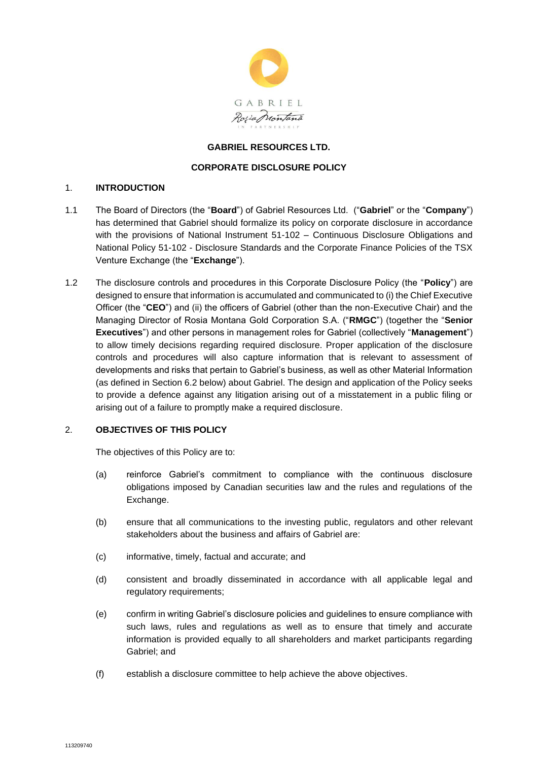GABRIEL Roşia Montană IN PARTNERSHIP

# GABRIEL RESOURCES LTD.

## CORPORATE DISCLOSURE POLICY

### 1. INTRODUCTION

1.1 The Board of Directors (the "**Board**") of Gabriel Resources Ltd. ("**Gabriel**" or the "**Company**") has determined that Gabriel should formalize its policy on corporate disclosure in accordance with the provisions of National Instrument 51-102 – Continuous Disclosure Obligations and National Policy 51-102 - Disclosure Standards and the Corporate Finance Policies of the TSX Venture Exchange (the "**Exchange**").

1.2 The disclosure controls and procedures in this Corporate Disclosure Policy (the "**Policy**") are designed to ensure that information is accumulated and communicated to (i) the Chief Executive Officer (the "**CEO**") and (ii) the officers of Gabriel (other than the non-Executive Chair) and the Managing Director of Rosia Montana Gold Corporation S.A. ("**RMGC**") (together the "**Senior Executives**") and other persons in management roles for Gabriel (collectively "**Management**") to allow timely decisions regarding required disclosure. Proper application of the disclosure controls and procedures will also capture information that is relevant to assessment of developments and risks that pertain to Gabriel's business, as well as other Material Information (as defined in Section 6.2 below) about Gabriel. The design and application of the Policy seeks to provide a defence against any litigation arising out of a misstatement in a public filing or arising out of a failure to promptly make a required disclosure.

### 2. OBJECTIVES OF THIS POLICY

The objectives of this Policy are to:

(a) reinforce Gabriel's commitment to compliance with the continuous disclosure obligations imposed by Canadian securities law and the rules and regulations of the Exchange.

(b) ensure that all communications to the investing public, regulators and other relevant stakeholders about the business and affairs of Gabriel are:

(c) informative, timely, factual and accurate; and

(d) consistent and broadly disseminated in accordance with all applicable legal and regulatory requirements;

(e) confirm in writing Gabriel's disclosure policies and guidelines to ensure compliance with such laws, rules and regulations as well as to ensure that timely and accurate information is provided equally to all shareholders and market participants regarding Gabriel; and

(f) establish a disclosure committee to help achieve the above objectives.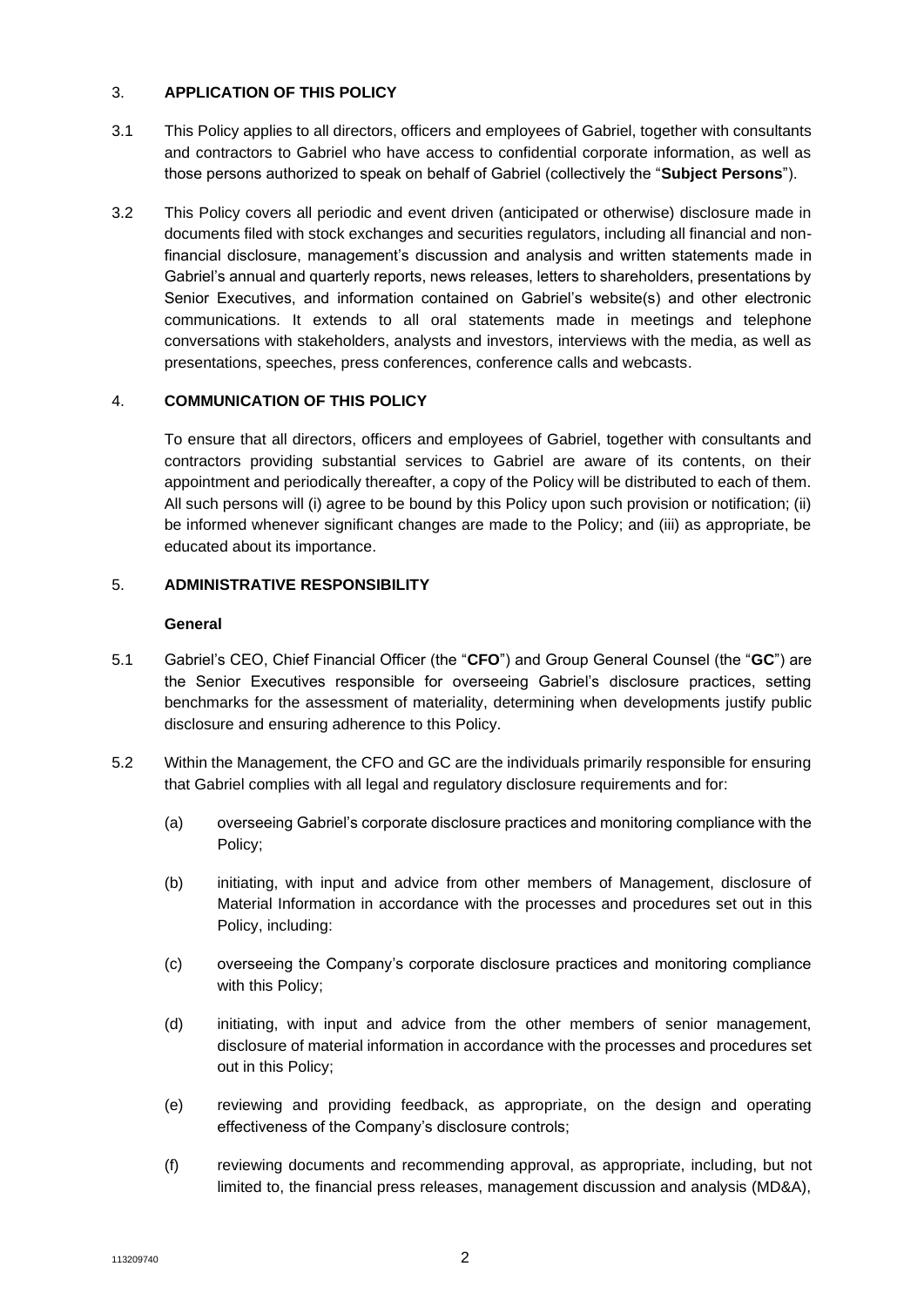## 3. APPLICATION OF THIS POLICY

3.1 This Policy applies to all directors, officers and employees of Gabriel, together with consultants and contractors to Gabriel who have access to confidential corporate information, as well as those persons authorized to speak on behalf of Gabriel (collectively the "**Subject Persons**").

3.2 This Policy covers all periodic and event driven (anticipated or otherwise) disclosure made in documents filed with stock exchanges and securities regulators, including all financial and non-financial disclosure, management's discussion and analysis and written statements made in Gabriel's annual and quarterly reports, news releases, letters to shareholders, presentations by Senior Executives, and information contained on Gabriel's website(s) and other electronic communications. It extends to all oral statements made in meetings and telephone conversations with stakeholders, analysts and investors, interviews with the media, as well as presentations, speeches, press conferences, conference calls and webcasts.

## 4. COMMUNICATION OF THIS POLICY

To ensure that all directors, officers and employees of Gabriel, together with consultants and contractors providing substantial services to Gabriel are aware of its contents, on their appointment and periodically thereafter, a copy of the Policy will be distributed to each of them. All such persons will (i) agree to be bound by this Policy upon such provision or notification; (ii) be informed whenever significant changes are made to the Policy; and (iii) as appropriate, be educated about its importance.

## 5. ADMINISTRATIVE RESPONSIBILITY

**General**

5.1 Gabriel's CEO, Chief Financial Officer (the "**CFO**") and Group General Counsel (the "**GC**") are the Senior Executives responsible for overseeing Gabriel's disclosure practices, setting benchmarks for the assessment of materiality, determining when developments justify public disclosure and ensuring adherence to this Policy.

5.2 Within the Management, the CFO and GC are the individuals primarily responsible for ensuring that Gabriel complies with all legal and regulatory disclosure requirements and for:

(a) overseeing Gabriel's corporate disclosure practices and monitoring compliance with the Policy;

(b) initiating, with input and advice from other members of Management, disclosure of Material Information in accordance with the processes and procedures set out in this Policy, including:

(c) overseeing the Company's corporate disclosure practices and monitoring compliance with this Policy;

(d) initiating, with input and advice from the other members of senior management, disclosure of material information in accordance with the processes and procedures set out in this Policy;

(e) reviewing and providing feedback, as appropriate, on the design and operating effectiveness of the Company's disclosure controls;

(f) reviewing documents and recommending approval, as appropriate, including, but not limited to, the financial press releases, management discussion and analysis (MD&A),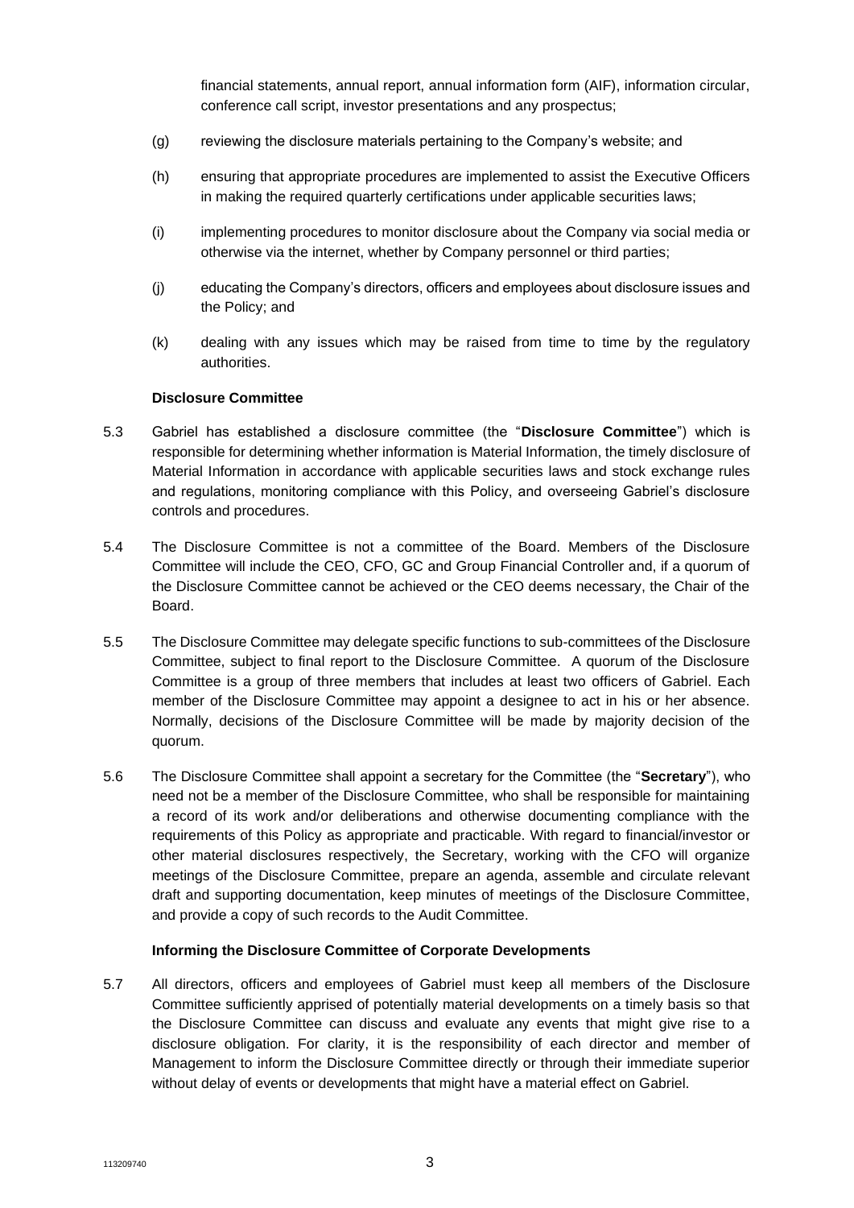financial statements, annual report, annual information form (AIF), information circular, conference call script, investor presentations and any prospectus;

(g) reviewing the disclosure materials pertaining to the Company's website; and

(h) ensuring that appropriate procedures are implemented to assist the Executive Officers in making the required quarterly certifications under applicable securities laws;

(i) implementing procedures to monitor disclosure about the Company via social media or otherwise via the internet, whether by Company personnel or third parties;

(j) educating the Company's directors, officers and employees about disclosure issues and the Policy; and

(k) dealing with any issues which may be raised from time to time by the regulatory authorities.

**Disclosure Committee**

5.3 Gabriel has established a disclosure committee (the "**Disclosure Committee**") which is responsible for determining whether information is Material Information, the timely disclosure of Material Information in accordance with applicable securities laws and stock exchange rules and regulations, monitoring compliance with this Policy, and overseeing Gabriel's disclosure controls and procedures.

5.4 The Disclosure Committee is not a committee of the Board. Members of the Disclosure Committee will include the CEO, CFO, GC and Group Financial Controller and, if a quorum of the Disclosure Committee cannot be achieved or the CEO deems necessary, the Chair of the Board.

5.5 The Disclosure Committee may delegate specific functions to sub-committees of the Disclosure Committee, subject to final report to the Disclosure Committee. A quorum of the Disclosure Committee is a group of three members that includes at least two officers of Gabriel. Each member of the Disclosure Committee may appoint a designee to act in his or her absence. Normally, decisions of the Disclosure Committee will be made by majority decision of the quorum.

5.6 The Disclosure Committee shall appoint a secretary for the Committee (the "**Secretary**"), who need not be a member of the Disclosure Committee, who shall be responsible for maintaining a record of its work and/or deliberations and otherwise documenting compliance with the requirements of this Policy as appropriate and practicable. With regard to financial/investor or other material disclosures respectively, the Secretary, working with the CFO will organize meetings of the Disclosure Committee, prepare an agenda, assemble and circulate relevant draft and supporting documentation, keep minutes of meetings of the Disclosure Committee, and provide a copy of such records to the Audit Committee.

**Informing the Disclosure Committee of Corporate Developments**

5.7 All directors, officers and employees of Gabriel must keep all members of the Disclosure Committee sufficiently apprised of potentially material developments on a timely basis so that the Disclosure Committee can discuss and evaluate any events that might give rise to a disclosure obligation. For clarity, it is the responsibility of each director and member of Management to inform the Disclosure Committee directly or through their immediate superior without delay of events or developments that might have a material effect on Gabriel.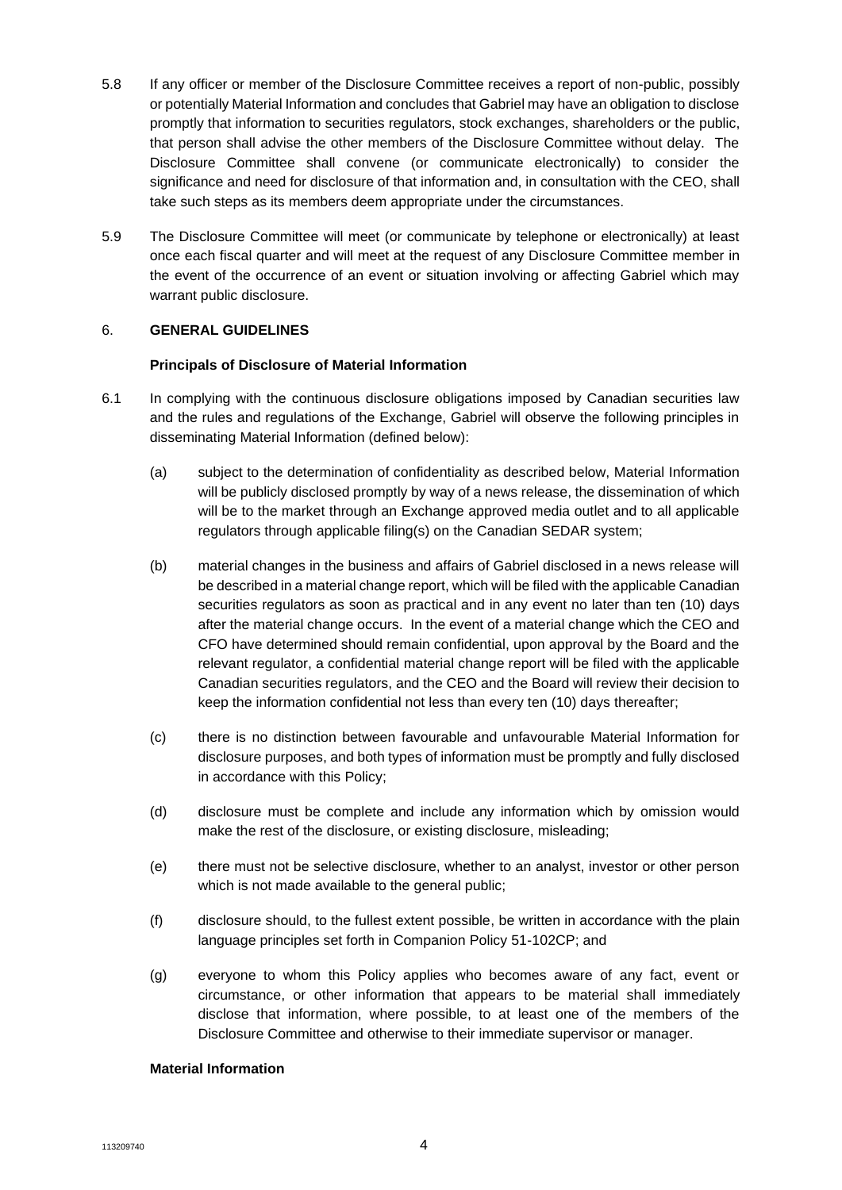5.8 If any officer or member of the Disclosure Committee receives a report of non-public, possibly or potentially Material Information and concludes that Gabriel may have an obligation to disclose promptly that information to securities regulators, stock exchanges, shareholders or the public, that person shall advise the other members of the Disclosure Committee without delay. The Disclosure Committee shall convene (or communicate electronically) to consider the significance and need for disclosure of that information and, in consultation with the CEO, shall take such steps as its members deem appropriate under the circumstances.

5.9 The Disclosure Committee will meet (or communicate by telephone or electronically) at least once each fiscal quarter and will meet at the request of any Disclosure Committee member in the event of the occurrence of an event or situation involving or affecting Gabriel which may warrant public disclosure.

## 6. GENERAL GUIDELINES

### Principals of Disclosure of Material Information

6.1 In complying with the continuous disclosure obligations imposed by Canadian securities law and the rules and regulations of the Exchange, Gabriel will observe the following principles in disseminating Material Information (defined below):

(a) subject to the determination of confidentiality as described below, Material Information will be publicly disclosed promptly by way of a news release, the dissemination of which will be to the market through an Exchange approved media outlet and to all applicable regulators through applicable filing(s) on the Canadian SEDAR system;

(b) material changes in the business and affairs of Gabriel disclosed in a news release will be described in a material change report, which will be filed with the applicable Canadian securities regulators as soon as practical and in any event no later than ten (10) days after the material change occurs. In the event of a material change which the CEO and CFO have determined should remain confidential, upon approval by the Board and the relevant regulator, a confidential material change report will be filed with the applicable Canadian securities regulators, and the CEO and the Board will review their decision to keep the information confidential not less than every ten (10) days thereafter;

(c) there is no distinction between favourable and unfavourable Material Information for disclosure purposes, and both types of information must be promptly and fully disclosed in accordance with this Policy;

(d) disclosure must be complete and include any information which by omission would make the rest of the disclosure, or existing disclosure, misleading;

(e) there must not be selective disclosure, whether to an analyst, investor or other person which is not made available to the general public;

(f) disclosure should, to the fullest extent possible, be written in accordance with the plain language principles set forth in Companion Policy 51-102CP; and

(g) everyone to whom this Policy applies who becomes aware of any fact, event or circumstance, or other information that appears to be material shall immediately disclose that information, where possible, to at least one of the members of the Disclosure Committee and otherwise to their immediate supervisor or manager.

### Material Information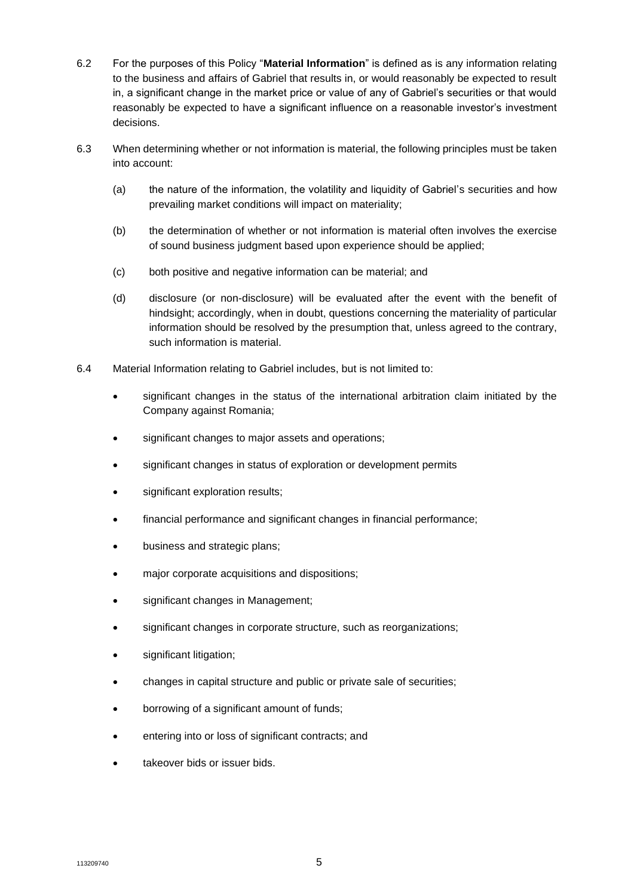6.2 For the purposes of this Policy "**Material Information**" is defined as is any information relating to the business and affairs of Gabriel that results in, or would reasonably be expected to result in, a significant change in the market price or value of any of Gabriel's securities or that would reasonably be expected to have a significant influence on a reasonable investor's investment decisions.

6.3 When determining whether or not information is material, the following principles must be taken into account:

(a) the nature of the information, the volatility and liquidity of Gabriel's securities and how prevailing market conditions will impact on materiality;

(b) the determination of whether or not information is material often involves the exercise of sound business judgment based upon experience should be applied;

(c) both positive and negative information can be material; and

(d) disclosure (or non-disclosure) will be evaluated after the event with the benefit of hindsight; accordingly, when in doubt, questions concerning the materiality of particular information should be resolved by the presumption that, unless agreed to the contrary, such information is material.

6.4 Material Information relating to Gabriel includes, but is not limited to:

- significant changes in the status of the international arbitration claim initiated by the Company against Romania;
- significant changes to major assets and operations;
- significant changes in status of exploration or development permits
- significant exploration results;
- financial performance and significant changes in financial performance;
- business and strategic plans;
- major corporate acquisitions and dispositions;
- significant changes in Management;
- significant changes in corporate structure, such as reorganizations;
- significant litigation;
- changes in capital structure and public or private sale of securities;
- borrowing of a significant amount of funds;
- entering into or loss of significant contracts; and
- takeover bids or issuer bids.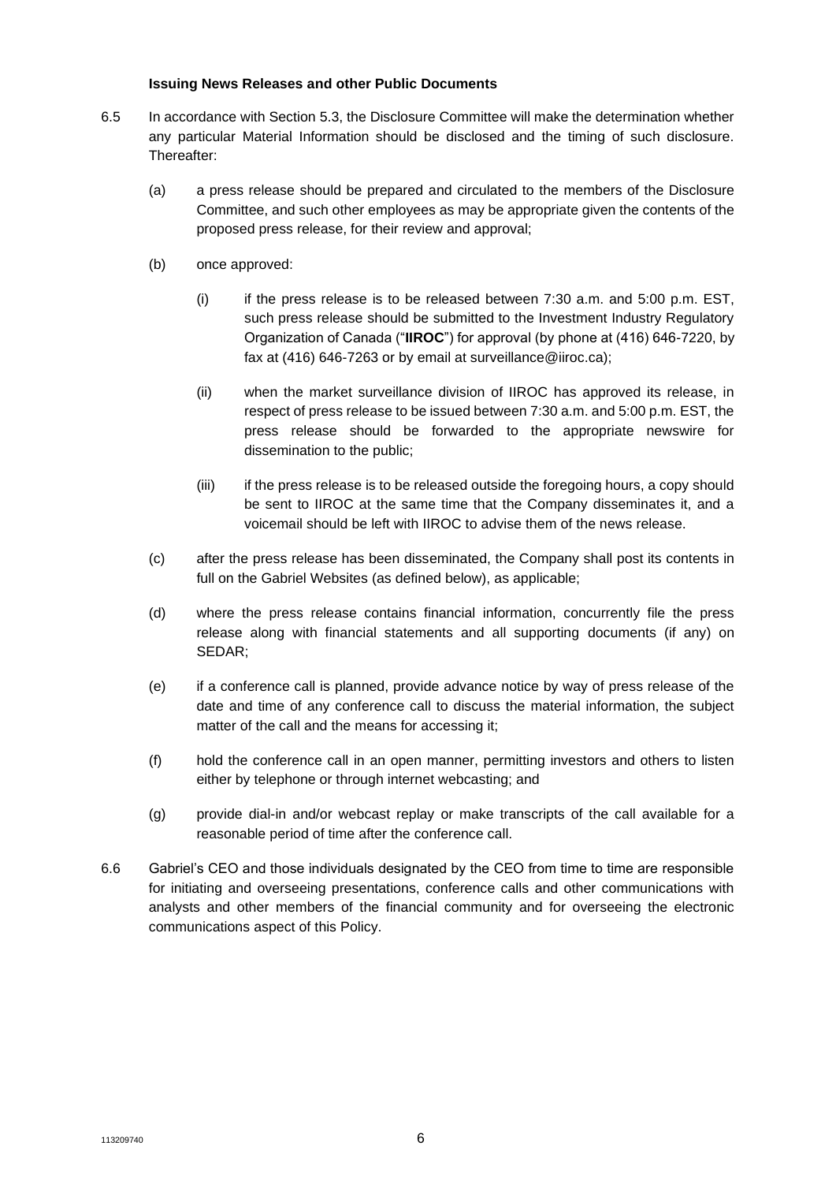**Issuing News Releases and other Public Documents**

6.5 In accordance with Section 5.3, the Disclosure Committee will make the determination whether any particular Material Information should be disclosed and the timing of such disclosure. Thereafter:

(a) a press release should be prepared and circulated to the members of the Disclosure Committee, and such other employees as may be appropriate given the contents of the proposed press release, for their review and approval;

(b) once approved:

(i) if the press release is to be released between 7:30 a.m. and 5:00 p.m. EST, such press release should be submitted to the Investment Industry Regulatory Organization of Canada ("**IIROC**") for approval (by phone at (416) 646-7220, by fax at (416) 646-7263 or by email at surveillance@iiroc.ca);

(ii) when the market surveillance division of IIROC has approved its release, in respect of press release to be issued between 7:30 a.m. and 5:00 p.m. EST, the press release should be forwarded to the appropriate newswire for dissemination to the public;

(iii) if the press release is to be released outside the foregoing hours, a copy should be sent to IIROC at the same time that the Company disseminates it, and a voicemail should be left with IIROC to advise them of the news release.

(c) after the press release has been disseminated, the Company shall post its contents in full on the Gabriel Websites (as defined below), as applicable;

(d) where the press release contains financial information, concurrently file the press release along with financial statements and all supporting documents (if any) on SEDAR;

(e) if a conference call is planned, provide advance notice by way of press release of the date and time of any conference call to discuss the material information, the subject matter of the call and the means for accessing it;

(f) hold the conference call in an open manner, permitting investors and others to listen either by telephone or through internet webcasting; and

(g) provide dial-in and/or webcast replay or make transcripts of the call available for a reasonable period of time after the conference call.

6.6 Gabriel's CEO and those individuals designated by the CEO from time to time are responsible for initiating and overseeing presentations, conference calls and other communications with analysts and other members of the financial community and for overseeing the electronic communications aspect of this Policy.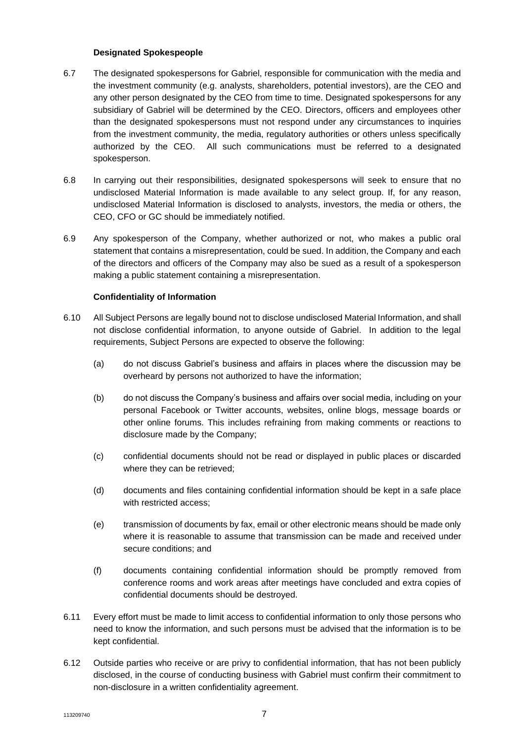### Designated Spokespeople

6.7 The designated spokespersons for Gabriel, responsible for communication with the media and the investment community (e.g. analysts, shareholders, potential investors), are the CEO and any other person designated by the CEO from time to time. Designated spokespersons for any subsidiary of Gabriel will be determined by the CEO. Directors, officers and employees other than the designated spokespersons must not respond under any circumstances to inquiries from the investment community, the media, regulatory authorities or others unless specifically authorized by the CEO. All such communications must be referred to a designated spokesperson.

6.8 In carrying out their responsibilities, designated spokespersons will seek to ensure that no undisclosed Material Information is made available to any select group. If, for any reason, undisclosed Material Information is disclosed to analysts, investors, the media or others, the CEO, CFO or GC should be immediately notified.

6.9 Any spokesperson of the Company, whether authorized or not, who makes a public oral statement that contains a misrepresentation, could be sued. In addition, the Company and each of the directors and officers of the Company may also be sued as a result of a spokesperson making a public statement containing a misrepresentation.

### Confidentiality of Information

6.10 All Subject Persons are legally bound not to disclose undisclosed Material Information, and shall not disclose confidential information, to anyone outside of Gabriel. In addition to the legal requirements, Subject Persons are expected to observe the following:

(a) do not discuss Gabriel's business and affairs in places where the discussion may be overheard by persons not authorized to have the information;

(b) do not discuss the Company's business and affairs over social media, including on your personal Facebook or Twitter accounts, websites, online blogs, message boards or other online forums. This includes refraining from making comments or reactions to disclosure made by the Company;

(c) confidential documents should not be read or displayed in public places or discarded where they can be retrieved;

(d) documents and files containing confidential information should be kept in a safe place with restricted access;

(e) transmission of documents by fax, email or other electronic means should be made only where it is reasonable to assume that transmission can be made and received under secure conditions; and

(f) documents containing confidential information should be promptly removed from conference rooms and work areas after meetings have concluded and extra copies of confidential documents should be destroyed.

6.11 Every effort must be made to limit access to confidential information to only those persons who need to know the information, and such persons must be advised that the information is to be kept confidential.

6.12 Outside parties who receive or are privy to confidential information, that has not been publicly disclosed, in the course of conducting business with Gabriel must confirm their commitment to non-disclosure in a written confidentiality agreement.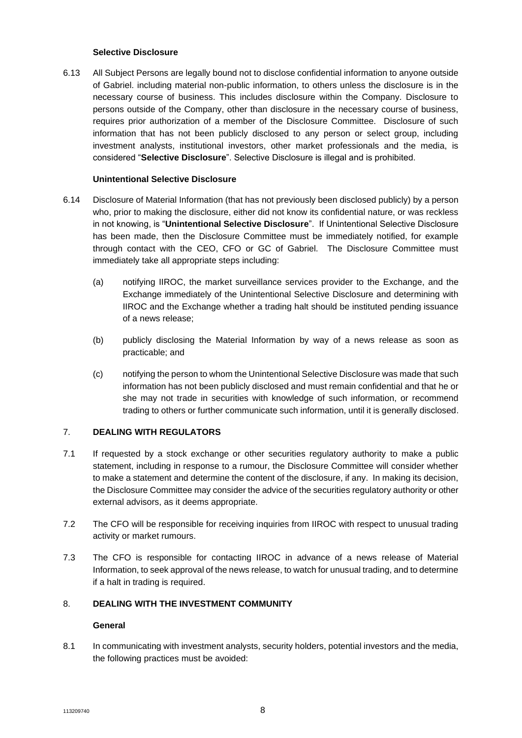### Selective Disclosure

6.13 All Subject Persons are legally bound not to disclose confidential information to anyone outside of Gabriel. including material non-public information, to others unless the disclosure is in the necessary course of business. This includes disclosure within the Company. Disclosure to persons outside of the Company, other than disclosure in the necessary course of business, requires prior authorization of a member of the Disclosure Committee. Disclosure of such information that has not been publicly disclosed to any person or select group, including investment analysts, institutional investors, other market professionals and the media, is considered "**Selective Disclosure**". Selective Disclosure is illegal and is prohibited.

### Unintentional Selective Disclosure

6.14 Disclosure of Material Information (that has not previously been disclosed publicly) by a person who, prior to making the disclosure, either did not know its confidential nature, or was reckless in not knowing, is "**Unintentional Selective Disclosure**". If Unintentional Selective Disclosure has been made, then the Disclosure Committee must be immediately notified, for example through contact with the CEO, CFO or GC of Gabriel. The Disclosure Committee must immediately take all appropriate steps including:

(a) notifying IIROC, the market surveillance services provider to the Exchange, and the Exchange immediately of the Unintentional Selective Disclosure and determining with IIROC and the Exchange whether a trading halt should be instituted pending issuance of a news release;

(b) publicly disclosing the Material Information by way of a news release as soon as practicable; and

(c) notifying the person to whom the Unintentional Selective Disclosure was made that such information has not been publicly disclosed and must remain confidential and that he or she may not trade in securities with knowledge of such information, or recommend trading to others or further communicate such information, until it is generally disclosed.

## 7. DEALING WITH REGULATORS

7.1 If requested by a stock exchange or other securities regulatory authority to make a public statement, including in response to a rumour, the Disclosure Committee will consider whether to make a statement and determine the content of the disclosure, if any. In making its decision, the Disclosure Committee may consider the advice of the securities regulatory authority or other external advisors, as it deems appropriate.

7.2 The CFO will be responsible for receiving inquiries from IIROC with respect to unusual trading activity or market rumours.

7.3 The CFO is responsible for contacting IIROC in advance of a news release of Material Information, to seek approval of the news release, to watch for unusual trading, and to determine if a halt in trading is required.

## 8. DEALING WITH THE INVESTMENT COMMUNITY

### General

8.1 In communicating with investment analysts, security holders, potential investors and the media, the following practices must be avoided: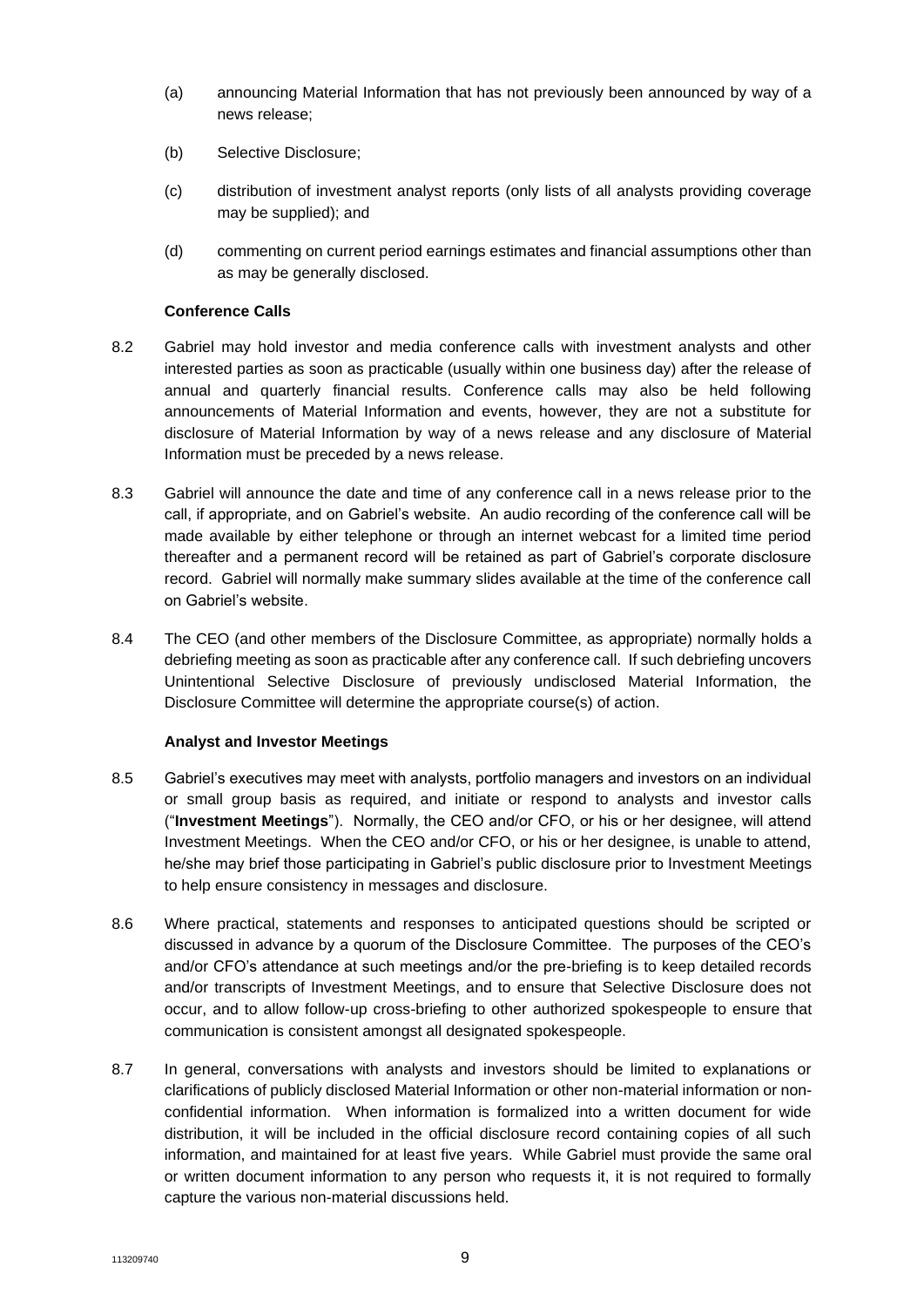(a) announcing Material Information that has not previously been announced by way of a news release;

(b) Selective Disclosure;

(c) distribution of investment analyst reports (only lists of all analysts providing coverage may be supplied); and

(d) commenting on current period earnings estimates and financial assumptions other than as may be generally disclosed.

**Conference Calls**

8.2 Gabriel may hold investor and media conference calls with investment analysts and other interested parties as soon as practicable (usually within one business day) after the release of annual and quarterly financial results. Conference calls may also be held following announcements of Material Information and events, however, they are not a substitute for disclosure of Material Information by way of a news release and any disclosure of Material Information must be preceded by a news release.

8.3 Gabriel will announce the date and time of any conference call in a news release prior to the call, if appropriate, and on Gabriel's website. An audio recording of the conference call will be made available by either telephone or through an internet webcast for a limited time period thereafter and a permanent record will be retained as part of Gabriel's corporate disclosure record. Gabriel will normally make summary slides available at the time of the conference call on Gabriel's website.

8.4 The CEO (and other members of the Disclosure Committee, as appropriate) normally holds a debriefing meeting as soon as practicable after any conference call. If such debriefing uncovers Unintentional Selective Disclosure of previously undisclosed Material Information, the Disclosure Committee will determine the appropriate course(s) of action.

**Analyst and Investor Meetings**

8.5 Gabriel's executives may meet with analysts, portfolio managers and investors on an individual or small group basis as required, and initiate or respond to analysts and investor calls ("**Investment Meetings**"). Normally, the CEO and/or CFO, or his or her designee, will attend Investment Meetings. When the CEO and/or CFO, or his or her designee, is unable to attend, he/she may brief those participating in Gabriel's public disclosure prior to Investment Meetings to help ensure consistency in messages and disclosure.

8.6 Where practical, statements and responses to anticipated questions should be scripted or discussed in advance by a quorum of the Disclosure Committee. The purposes of the CEO's and/or CFO's attendance at such meetings and/or the pre-briefing is to keep detailed records and/or transcripts of Investment Meetings, and to ensure that Selective Disclosure does not occur, and to allow follow-up cross-briefing to other authorized spokespeople to ensure that communication is consistent amongst all designated spokespeople.

8.7 In general, conversations with analysts and investors should be limited to explanations or clarifications of publicly disclosed Material Information or other non-material information or non-confidential information. When information is formalized into a written document for wide distribution, it will be included in the official disclosure record containing copies of all such information, and maintained for at least five years. While Gabriel must provide the same oral or written document information to any person who requests it, it is not required to formally capture the various non-material discussions held.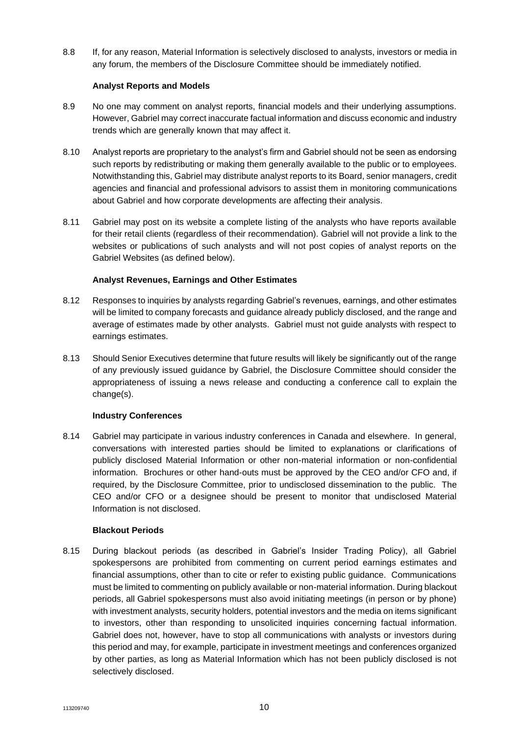8.8 If, for any reason, Material Information is selectively disclosed to analysts, investors or media in any forum, the members of the Disclosure Committee should be immediately notified.

**Analyst Reports and Models**

8.9 No one may comment on analyst reports, financial models and their underlying assumptions. However, Gabriel may correct inaccurate factual information and discuss economic and industry trends which are generally known that may affect it.

8.10 Analyst reports are proprietary to the analyst's firm and Gabriel should not be seen as endorsing such reports by redistributing or making them generally available to the public or to employees. Notwithstanding this, Gabriel may distribute analyst reports to its Board, senior managers, credit agencies and financial and professional advisors to assist them in monitoring communications about Gabriel and how corporate developments are affecting their analysis.

8.11 Gabriel may post on its website a complete listing of the analysts who have reports available for their retail clients (regardless of their recommendation). Gabriel will not provide a link to the websites or publications of such analysts and will not post copies of analyst reports on the Gabriel Websites (as defined below).

**Analyst Revenues, Earnings and Other Estimates**

8.12 Responses to inquiries by analysts regarding Gabriel's revenues, earnings, and other estimates will be limited to company forecasts and guidance already publicly disclosed, and the range and average of estimates made by other analysts. Gabriel must not guide analysts with respect to earnings estimates.

8.13 Should Senior Executives determine that future results will likely be significantly out of the range of any previously issued guidance by Gabriel, the Disclosure Committee should consider the appropriateness of issuing a news release and conducting a conference call to explain the change(s).

**Industry Conferences**

8.14 Gabriel may participate in various industry conferences in Canada and elsewhere. In general, conversations with interested parties should be limited to explanations or clarifications of publicly disclosed Material Information or other non-material information or non-confidential information. Brochures or other hand-outs must be approved by the CEO and/or CFO and, if required, by the Disclosure Committee, prior to undisclosed dissemination to the public. The CEO and/or CFO or a designee should be present to monitor that undisclosed Material Information is not disclosed.

**Blackout Periods**

8.15 During blackout periods (as described in Gabriel's Insider Trading Policy), all Gabriel spokespersons are prohibited from commenting on current period earnings estimates and financial assumptions, other than to cite or refer to existing public guidance. Communications must be limited to commenting on publicly available or non-material information. During blackout periods, all Gabriel spokespersons must also avoid initiating meetings (in person or by phone) with investment analysts, security holders, potential investors and the media on items significant to investors, other than responding to unsolicited inquiries concerning factual information. Gabriel does not, however, have to stop all communications with analysts or investors during this period and may, for example, participate in investment meetings and conferences organized by other parties, as long as Material Information which has not been publicly disclosed is not selectively disclosed.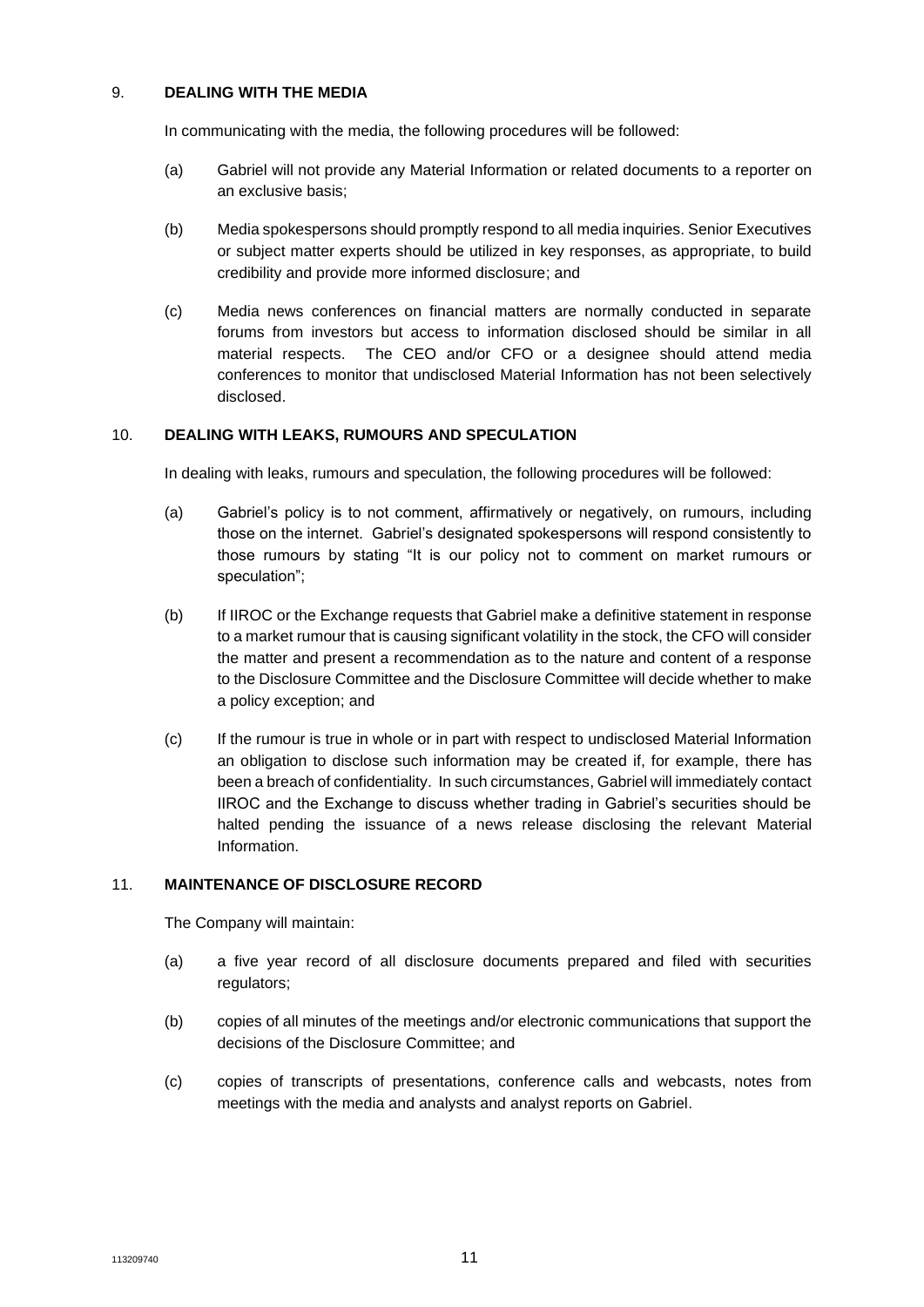## 9. DEALING WITH THE MEDIA

In communicating with the media, the following procedures will be followed:

(a) Gabriel will not provide any Material Information or related documents to a reporter on an exclusive basis;

(b) Media spokespersons should promptly respond to all media inquiries. Senior Executives or subject matter experts should be utilized in key responses, as appropriate, to build credibility and provide more informed disclosure; and

(c) Media news conferences on financial matters are normally conducted in separate forums from investors but access to information disclosed should be similar in all material respects. The CEO and/or CFO or a designee should attend media conferences to monitor that undisclosed Material Information has not been selectively disclosed.

## 10. DEALING WITH LEAKS, RUMOURS AND SPECULATION

In dealing with leaks, rumours and speculation, the following procedures will be followed:

(a) Gabriel's policy is to not comment, affirmatively or negatively, on rumours, including those on the internet. Gabriel's designated spokespersons will respond consistently to those rumours by stating "It is our policy not to comment on market rumours or speculation";

(b) If IIROC or the Exchange requests that Gabriel make a definitive statement in response to a market rumour that is causing significant volatility in the stock, the CFO will consider the matter and present a recommendation as to the nature and content of a response to the Disclosure Committee and the Disclosure Committee will decide whether to make a policy exception; and

(c) If the rumour is true in whole or in part with respect to undisclosed Material Information an obligation to disclose such information may be created if, for example, there has been a breach of confidentiality. In such circumstances, Gabriel will immediately contact IIROC and the Exchange to discuss whether trading in Gabriel's securities should be halted pending the issuance of a news release disclosing the relevant Material Information.

## 11. MAINTENANCE OF DISCLOSURE RECORD

The Company will maintain:

(a) a five year record of all disclosure documents prepared and filed with securities regulators;

(b) copies of all minutes of the meetings and/or electronic communications that support the decisions of the Disclosure Committee; and

(c) copies of transcripts of presentations, conference calls and webcasts, notes from meetings with the media and analysts and analyst reports on Gabriel.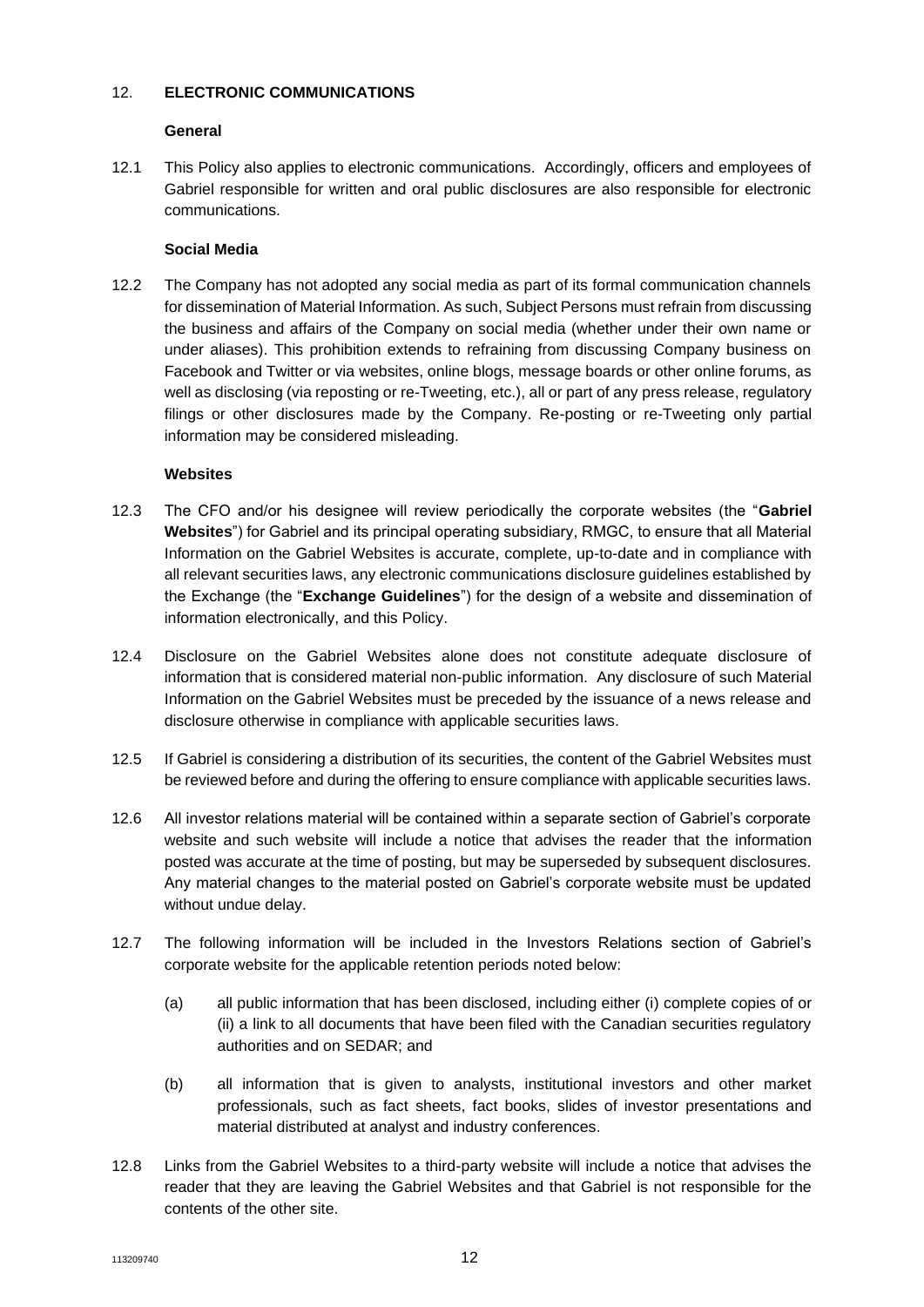## 12. ELECTRONIC COMMUNICATIONS

### General

12.1 This Policy also applies to electronic communications. Accordingly, officers and employees of Gabriel responsible for written and oral public disclosures are also responsible for electronic communications.

### Social Media

12.2 The Company has not adopted any social media as part of its formal communication channels for dissemination of Material Information. As such, Subject Persons must refrain from discussing the business and affairs of the Company on social media (whether under their own name or under aliases). This prohibition extends to refraining from discussing Company business on Facebook and Twitter or via websites, online blogs, message boards or other online forums, as well as disclosing (via reposting or re-Tweeting, etc.), all or part of any press release, regulatory filings or other disclosures made by the Company. Re-posting or re-Tweeting only partial information may be considered misleading.

### Websites

12.3 The CFO and/or his designee will review periodically the corporate websites (the "**Gabriel Websites**") for Gabriel and its principal operating subsidiary, RMGC, to ensure that all Material Information on the Gabriel Websites is accurate, complete, up-to-date and in compliance with all relevant securities laws, any electronic communications disclosure guidelines established by the Exchange (the "**Exchange Guidelines**") for the design of a website and dissemination of information electronically, and this Policy.

12.4 Disclosure on the Gabriel Websites alone does not constitute adequate disclosure of information that is considered material non-public information. Any disclosure of such Material Information on the Gabriel Websites must be preceded by the issuance of a news release and disclosure otherwise in compliance with applicable securities laws.

12.5 If Gabriel is considering a distribution of its securities, the content of the Gabriel Websites must be reviewed before and during the offering to ensure compliance with applicable securities laws.

12.6 All investor relations material will be contained within a separate section of Gabriel's corporate website and such website will include a notice that advises the reader that the information posted was accurate at the time of posting, but may be superseded by subsequent disclosures. Any material changes to the material posted on Gabriel's corporate website must be updated without undue delay.

12.7 The following information will be included in the Investors Relations section of Gabriel's corporate website for the applicable retention periods noted below:

(a) all public information that has been disclosed, including either (i) complete copies of or (ii) a link to all documents that have been filed with the Canadian securities regulatory authorities and on SEDAR; and

(b) all information that is given to analysts, institutional investors and other market professionals, such as fact sheets, fact books, slides of investor presentations and material distributed at analyst and industry conferences.

12.8 Links from the Gabriel Websites to a third-party website will include a notice that advises the reader that they are leaving the Gabriel Websites and that Gabriel is not responsible for the contents of the other site.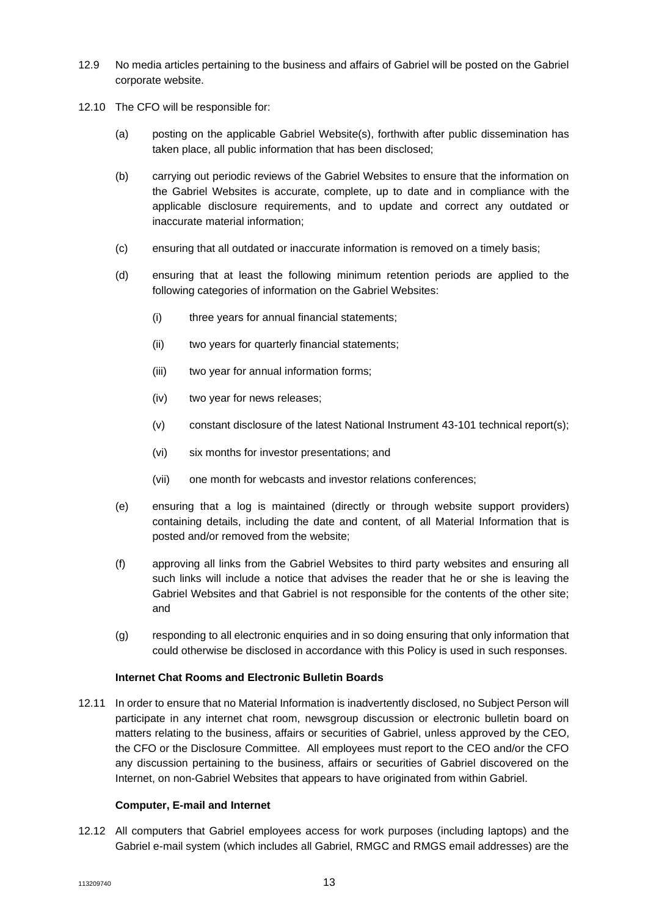12.9 No media articles pertaining to the business and affairs of Gabriel will be posted on the Gabriel corporate website.

12.10 The CFO will be responsible for:

(a) posting on the applicable Gabriel Website(s), forthwith after public dissemination has taken place, all public information that has been disclosed;

(b) carrying out periodic reviews of the Gabriel Websites to ensure that the information on the Gabriel Websites is accurate, complete, up to date and in compliance with the applicable disclosure requirements, and to update and correct any outdated or inaccurate material information;

(c) ensuring that all outdated or inaccurate information is removed on a timely basis;

(d) ensuring that at least the following minimum retention periods are applied to the following categories of information on the Gabriel Websites:

(i) three years for annual financial statements;

(ii) two years for quarterly financial statements;

(iii) two year for annual information forms;

(iv) two year for news releases;

(v) constant disclosure of the latest National Instrument 43-101 technical report(s);

(vi) six months for investor presentations; and

(vii) one month for webcasts and investor relations conferences;

(e) ensuring that a log is maintained (directly or through website support providers) containing details, including the date and content, of all Material Information that is posted and/or removed from the website;

(f) approving all links from the Gabriel Websites to third party websites and ensuring all such links will include a notice that advises the reader that he or she is leaving the Gabriel Websites and that Gabriel is not responsible for the contents of the other site; and

(g) responding to all electronic enquiries and in so doing ensuring that only information that could otherwise be disclosed in accordance with this Policy is used in such responses.

**Internet Chat Rooms and Electronic Bulletin Boards**

12.11 In order to ensure that no Material Information is inadvertently disclosed, no Subject Person will participate in any internet chat room, newsgroup discussion or electronic bulletin board on matters relating to the business, affairs or securities of Gabriel, unless approved by the CEO, the CFO or the Disclosure Committee. All employees must report to the CEO and/or the CFO any discussion pertaining to the business, affairs or securities of Gabriel discovered on the Internet, on non-Gabriel Websites that appears to have originated from within Gabriel.

**Computer, E-mail and Internet**

12.12 All computers that Gabriel employees access for work purposes (including laptops) and the Gabriel e-mail system (which includes all Gabriel, RMGC and RMGS email addresses) are the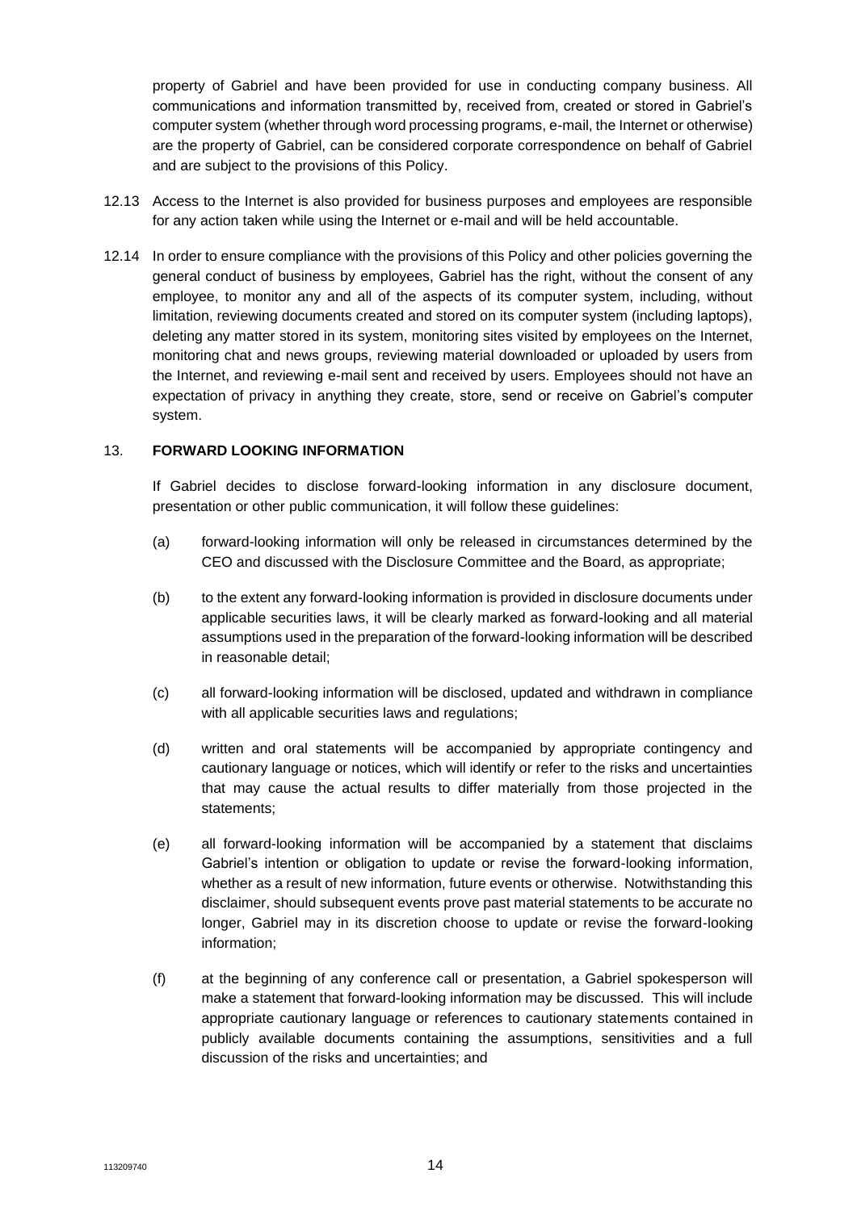property of Gabriel and have been provided for use in conducting company business. All communications and information transmitted by, received from, created or stored in Gabriel's computer system (whether through word processing programs, e-mail, the Internet or otherwise) are the property of Gabriel, can be considered corporate correspondence on behalf of Gabriel and are subject to the provisions of this Policy.

12.13 Access to the Internet is also provided for business purposes and employees are responsible for any action taken while using the Internet or e-mail and will be held accountable.

12.14 In order to ensure compliance with the provisions of this Policy and other policies governing the general conduct of business by employees, Gabriel has the right, without the consent of any employee, to monitor any and all of the aspects of its computer system, including, without limitation, reviewing documents created and stored on its computer system (including laptops), deleting any matter stored in its system, monitoring sites visited by employees on the Internet, monitoring chat and news groups, reviewing material downloaded or uploaded by users from the Internet, and reviewing e-mail sent and received by users. Employees should not have an expectation of privacy in anything they create, store, send or receive on Gabriel's computer system.

## 13. FORWARD LOOKING INFORMATION

If Gabriel decides to disclose forward-looking information in any disclosure document, presentation or other public communication, it will follow these guidelines:

(a) forward-looking information will only be released in circumstances determined by the CEO and discussed with the Disclosure Committee and the Board, as appropriate;

(b) to the extent any forward-looking information is provided in disclosure documents under applicable securities laws, it will be clearly marked as forward-looking and all material assumptions used in the preparation of the forward-looking information will be described in reasonable detail;

(c) all forward-looking information will be disclosed, updated and withdrawn in compliance with all applicable securities laws and regulations;

(d) written and oral statements will be accompanied by appropriate contingency and cautionary language or notices, which will identify or refer to the risks and uncertainties that may cause the actual results to differ materially from those projected in the statements;

(e) all forward-looking information will be accompanied by a statement that disclaims Gabriel's intention or obligation to update or revise the forward-looking information, whether as a result of new information, future events or otherwise. Notwithstanding this disclaimer, should subsequent events prove past material statements to be accurate no longer, Gabriel may in its discretion choose to update or revise the forward-looking information;

(f) at the beginning of any conference call or presentation, a Gabriel spokesperson will make a statement that forward-looking information may be discussed. This will include appropriate cautionary language or references to cautionary statements contained in publicly available documents containing the assumptions, sensitivities and a full discussion of the risks and uncertainties; and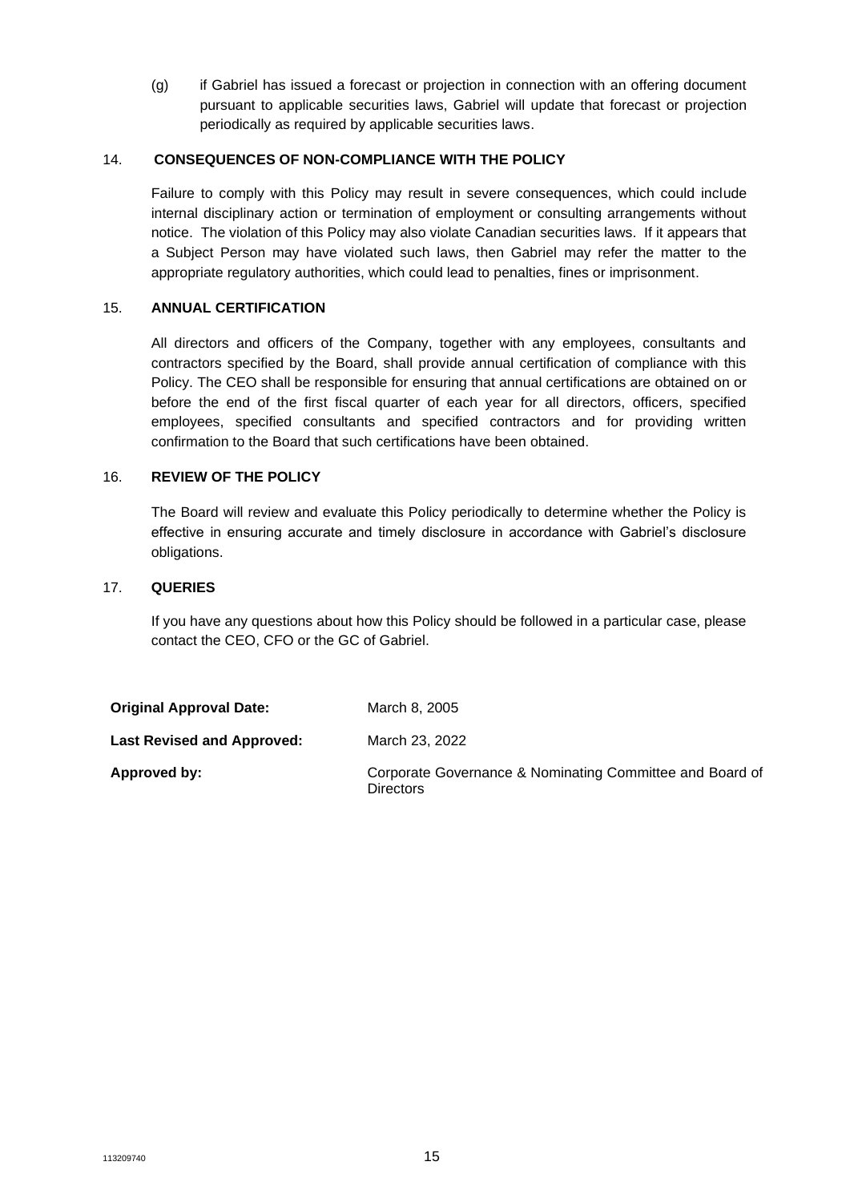(g) if Gabriel has issued a forecast or projection in connection with an offering document pursuant to applicable securities laws, Gabriel will update that forecast or projection periodically as required by applicable securities laws.

## 14. CONSEQUENCES OF NON-COMPLIANCE WITH THE POLICY

Failure to comply with this Policy may result in severe consequences, which could include internal disciplinary action or termination of employment or consulting arrangements without notice. The violation of this Policy may also violate Canadian securities laws. If it appears that a Subject Person may have violated such laws, then Gabriel may refer the matter to the appropriate regulatory authorities, which could lead to penalties, fines or imprisonment.

## 15. ANNUAL CERTIFICATION

All directors and officers of the Company, together with any employees, consultants and contractors specified by the Board, shall provide annual certification of compliance with this Policy. The CEO shall be responsible for ensuring that annual certifications are obtained on or before the end of the first fiscal quarter of each year for all directors, officers, specified employees, specified consultants and specified contractors and for providing written confirmation to the Board that such certifications have been obtained.

## 16. REVIEW OF THE POLICY

The Board will review and evaluate this Policy periodically to determine whether the Policy is effective in ensuring accurate and timely disclosure in accordance with Gabriel's disclosure obligations.

## 17. QUERIES

If you have any questions about how this Policy should be followed in a particular case, please contact the CEO, CFO or the GC of Gabriel.

| | |
|---|---|
| **Original Approval Date:** | March 8, 2005 |
| **Last Revised and Approved:** | March 23, 2022 |
| **Approved by:** | Corporate Governance & Nominating Committee and Board of Directors |